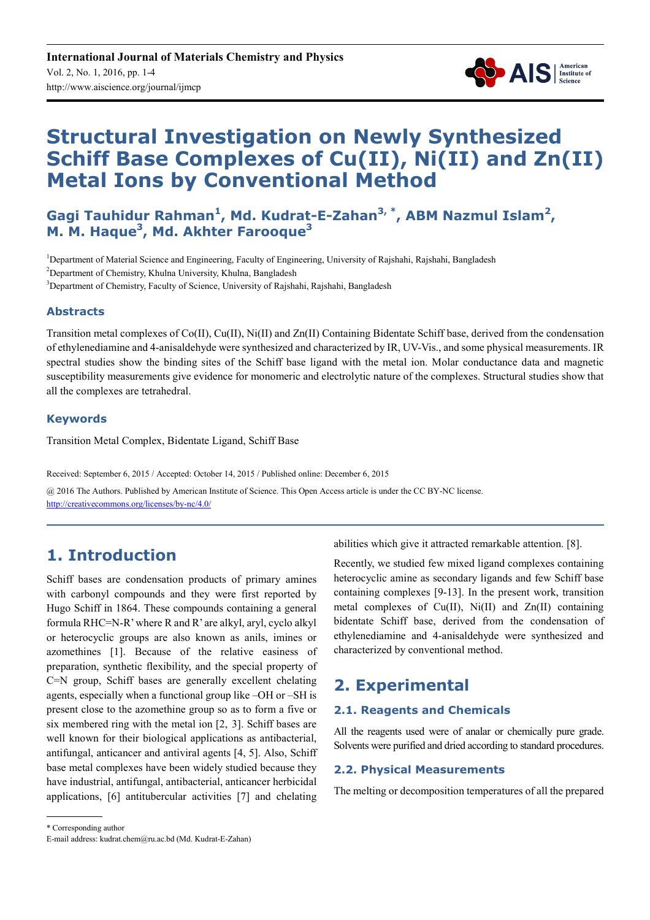# Structural Investigation on Newly Synthesized Schiff Base Complexes of Cu(II), Ni(II) and Zn(II) Metal Ions by Conventional Method

**Gagi Tauhidur Rahman[1], Md. Kudrat-E-Zahan[3, *], ABM Nazmul Islam[2], M. M. Haque[3], Md. Akhter Farooque[3]**

[1]Department of Material Science and Engineering, Faculty of Engineering, University of Rajshahi, Rajshahi, Bangladesh

[2]Department of Chemistry, Khulna University, Khulna, Bangladesh

[3]Department of Chemistry, Faculty of Science, University of Rajshahi, Rajshahi, Bangladesh

### Abstracts

Transition metal complexes of Co(II), Cu(II), Ni(II) and Zn(II) Containing Bidentate Schiff base, derived from the condensation of ethylenediamine and 4-anisaldehyde were synthesized and characterized by IR, UV-Vis., and some physical measurements. IR spectral studies show the binding sites of the Schiff base ligand with the metal ion. Molar conductance data and magnetic susceptibility measurements give evidence for monomeric and electrolytic nature of the complexes. Structural studies show that all the complexes are tetrahedral.

### Keywords

Transition Metal Complex, Bidentate Ligand, Schiff Base

Received: September 6, 2015 / Accepted: October 14, 2015 / Published online: December 6, 2015

@ 2016 The Authors. Published by American Institute of Science. This Open Access article is under the CC BY-NC license. http://creativecommons.org/licenses/by-nc/4.0/

## 1. Introduction

Schiff bases are condensation products of primary amines with carbonyl compounds and they were first reported by Hugo Schiff in 1864. These compounds containing a general formula RHC=N-R' where R and R' are alkyl, aryl, cyclo alkyl or heterocyclic groups are also known as anils, imines or azomethines [1]. Because of the relative easiness of preparation, synthetic flexibility, and the special property of C=N group, Schiff bases are generally excellent chelating agents, especially when a functional group like –OH or –SH is present close to the azomethine group so as to form a five or six membered ring with the metal ion [2, 3]. Schiff bases are well known for their biological applications as antibacterial, antifungal, anticancer and antiviral agents [4, 5]. Also, Schiff base metal complexes have been widely studied because they have industrial, antifungal, antibacterial, anticancer herbicidal applications, [6] antitubercular activities [7] and chelating abilities which give it attracted remarkable attention. [8].

Recently, we studied few mixed ligand complexes containing heterocyclic amine as secondary ligands and few Schiff base containing complexes [9-13]. In the present work, transition metal complexes of Cu(II), Ni(II) and Zn(II) containing bidentate Schiff base, derived from the condensation of ethylenediamine and 4-anisaldehyde were synthesized and characterized by conventional method.

## 2. Experimental

### 2.1. Reagents and Chemicals

All the reagents used were of analar or chemically pure grade. Solvents were purified and dried according to standard procedures.

### 2.2. Physical Measurements

The melting or decomposition temperatures of all the prepared

\* Corresponding author

E-mail address: kudrat.chem@ru.ac.bd (Md. Kudrat-E-Zahan)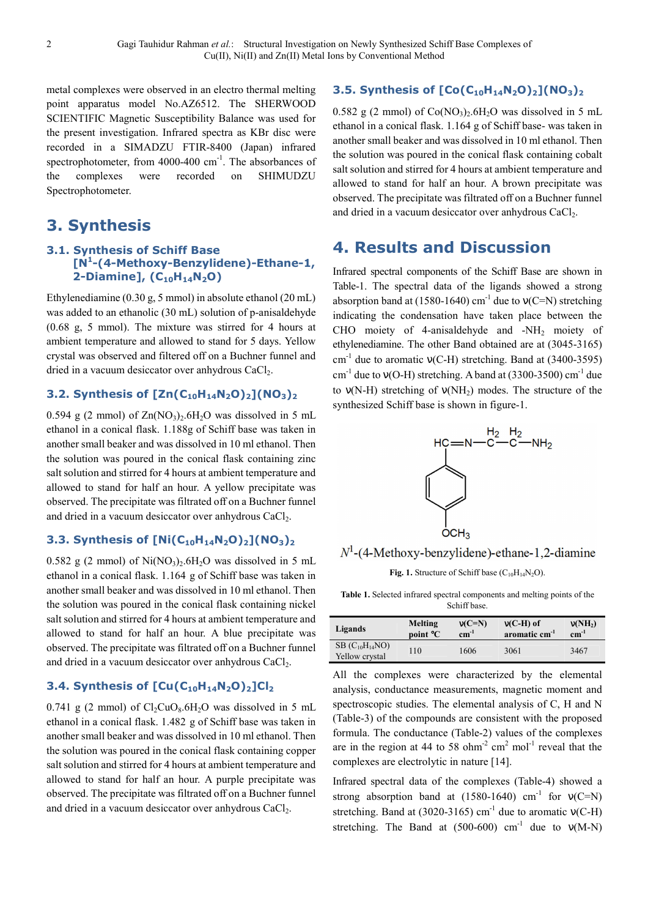metal complexes were observed in an electro thermal melting point apparatus model No.AZ6512. The SHERWOOD SCIENTIFIC Magnetic Susceptibility Balance was used for the present investigation. Infrared spectra as KBr disc were recorded in a SIMADZU FTIR-8400 (Japan) infrared spectrophotometer, from 4000-400 $cm^{-1}$. The absorbances of the complexes were recorded on SHIMUDZU Spectrophotometer.

# 3. Synthesis

## 3.1. Synthesis of Schiff Base [$N^1$-(4-Methoxy-Benzylidene)-Ethane-1, 2-Diamine], ($C_{10}H_{14}N_2O$)

Ethylenediamine (0.30 g, 5 mmol) in absolute ethanol (20 mL) was added to an ethanolic (30 mL) solution of p-anisaldehyde (0.68 g, 5 mmol). The mixture was stirred for 4 hours at ambient temperature and allowed to stand for 5 days. Yellow crystal was observed and filtered off on a Buchner funnel and dried in a vacuum desiccator over anhydrous $CaCl_2$.

## 3.2. Synthesis of [$Zn(C_{10}H_{14}N_2O)_2$]$(NO_3)_2$

0.594 g (2 mmol) of $Zn(NO_3)_2.6H_2O$ was dissolved in 5 mL ethanol in a conical flask. 1.188g of Schiff base was taken in another small beaker and was dissolved in 10 ml ethanol. Then the solution was poured in the conical flask containing zinc salt solution and stirred for 4 hours at ambient temperature and allowed to stand for half an hour. A yellow precipitate was observed. The precipitate was filtrated off on a Buchner funnel and dried in a vacuum desiccator over anhydrous $CaCl_2$.

## 3.3. Synthesis of [$Ni(C_{10}H_{14}N_2O)_2$]$(NO_3)_2$

0.582 g (2 mmol) of $Ni(NO_3)_2.6H_2O$ was dissolved in 5 mL ethanol in a conical flask. 1.164 g of Schiff base was taken in another small beaker and was dissolved in 10 ml ethanol. Then the solution was poured in the conical flask containing nickel salt solution and stirred for 4 hours at ambient temperature and allowed to stand for half an hour. A blue precipitate was observed. The precipitate was filtrated off on a Buchner funnel and dried in a vacuum desiccator over anhydrous $CaCl_2$.

## 3.4. Synthesis of [$Cu(C_{10}H_{14}N_2O)_2$]$Cl_2$

0.741 g (2 mmol) of $Cl_2CuO_8.6H_2O$ was dissolved in 5 mL ethanol in a conical flask. 1.482 g of Schiff base was taken in another small beaker and was dissolved in 10 ml ethanol. Then the solution was poured in the conical flask containing copper salt solution and stirred for 4 hours at ambient temperature and allowed to stand for half an hour. A purple precipitate was observed. The precipitate was filtrated off on a Buchner funnel and dried in a vacuum desiccator over anhydrous $CaCl_2$.

## 3.5. Synthesis of [$Co(C_{10}H_{14}N_2O)_2$]$(NO_3)_2$

0.582 g (2 mmol) of $Co(NO_3)_2.6H_2O$ was dissolved in 5 mL ethanol in a conical flask. 1.164 g of Schiff base- was taken in another small beaker and was dissolved in 10 ml ethanol. Then the solution was poured in the conical flask containing cobalt salt solution and stirred for 4 hours at ambient temperature and allowed to stand for half an hour. A brown precipitate was observed. The precipitate was filtrated off on a Buchner funnel and dried in a vacuum desiccator over anhydrous $CaCl_2$.

# 4. Results and Discussion

Infrared spectral components of the Schiff Base are shown in Table-1. The spectral data of the ligands showed a strong absorption band at (1580-1640) $cm^{-1}$ due to ν(C=N) stretching indicating the condensation have taken place between the CHO moiety of 4-anisaldehyde and $-NH_2$ moiety of ethylenediamine. The other Band obtained are at (3045-3165) $cm^{-1}$ due to aromatic ν(C-H) stretching. Band at (3400-3595) $cm^{-1}$ due to ν(O-H) stretching. A band at (3300-3500) $cm^{-1}$ due to ν(N-H) stretching of ν($NH_2$) modes. The structure of the synthesized Schiff base is shown in figure-1.

$N^1$-(4-Methoxy-benzylidene)-ethane-1,2-diamine

**Fig. 1.** Structure of Schiff base ($C_{10}H_{14}N_2O$).

**Table 1.** Selected infrared spectral components and melting points of the Schiff base.

| Ligands | Melting point °C | ν(C=N) $cm^{-1}$ | ν(C-H) of aromatic $cm^{-1}$ | ν($NH_2$) $cm^{-1}$ |
|---|---|---|---|---|
| SB ($C_{10}H_{14}NO$) Yellow crystal | 110 | 1606 | 3061 | 3467 |

All the complexes were characterized by the elemental analysis, conductance measurements, magnetic moment and spectroscopic studies. The elemental analysis of C, H and N (Table-3) of the compounds are consistent with the proposed formula. The conductance (Table-2) values of the complexes are in the region at 44 to 58 $ohm^{-2}$ $cm^2$ $mol^{-1}$ reveal that the complexes are electrolytic in nature [14].

Infrared spectral data of the complexes (Table-4) showed a strong absorption band at (1580-1640) $cm^{-1}$ for ν(C=N) stretching. Band at (3020-3165) $cm^{-1}$ due to aromatic ν(C-H) stretching. The Band at (500-600) $cm^{-1}$ due to ν(M-N)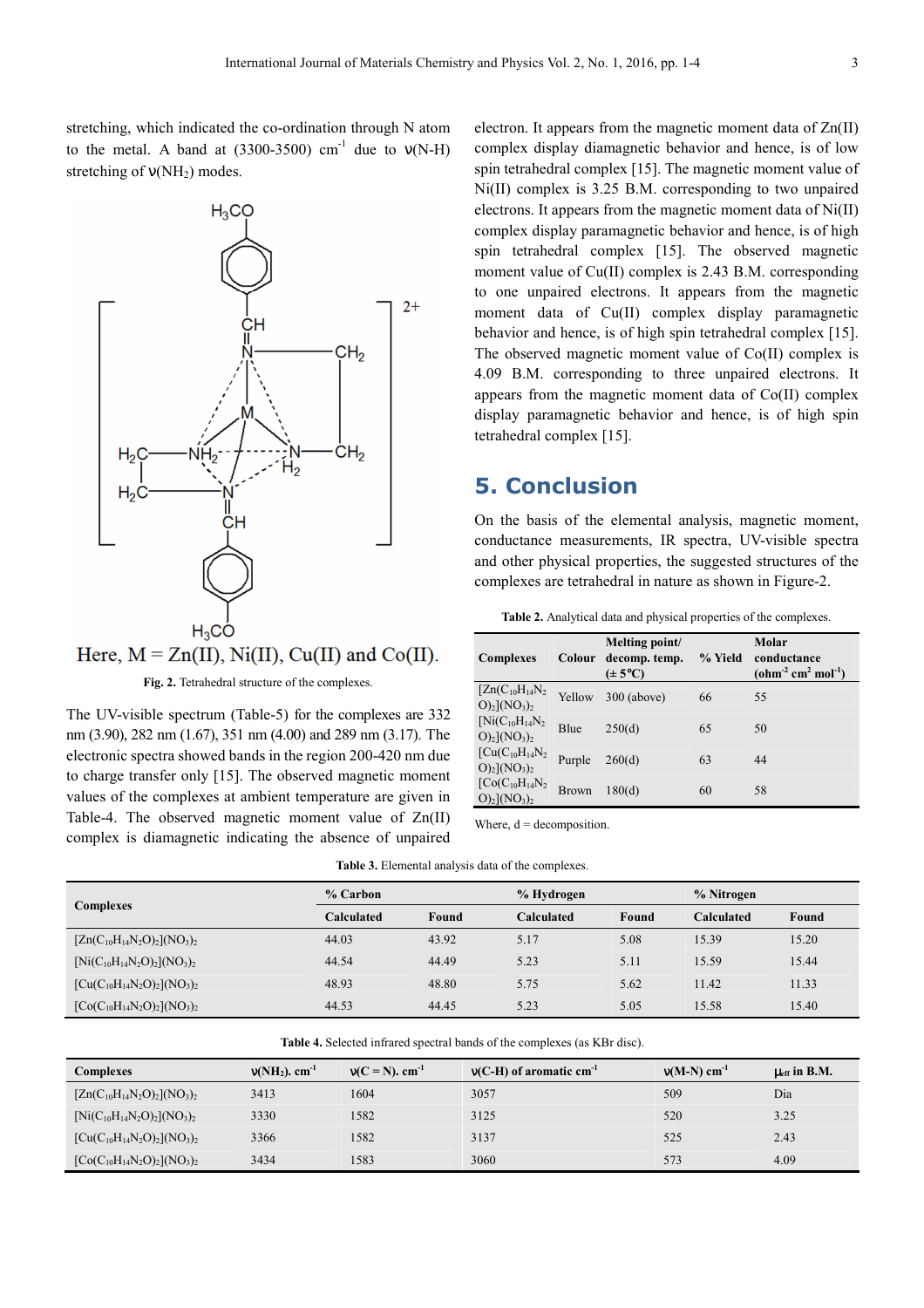stretching, which indicated the co-ordination through N atom to the metal. A band at (3300-3500) $cm^{-1}$ due to ν(N-H) stretching of ν($NH_2$) modes.

Here, M = Zn(II), Ni(II), Cu(II) and Co(II).

**Fig. 2.** Tetrahedral structure of the complexes.

The UV-visible spectrum (Table-5) for the complexes are 332 nm (3.90), 282 nm (1.67), 351 nm (4.00) and 289 nm (3.17). The electronic spectra showed bands in the region 200-420 nm due to charge transfer only [15]. The observed magnetic moment values of the complexes at ambient temperature are given in Table-4. The observed magnetic moment value of Zn(II) complex is diamagnetic indicating the absence of unpaired electron. It appears from the magnetic moment data of Zn(II) complex display diamagnetic behavior and hence, is of low spin tetrahedral complex [15]. The magnetic moment value of Ni(II) complex is 3.25 B.M. corresponding to two unpaired electrons. It appears from the magnetic moment data of Ni(II) complex display paramagnetic behavior and hence, is of high spin tetrahedral complex [15]. The observed magnetic moment value of Cu(II) complex is 2.43 B.M. corresponding to one unpaired electrons. It appears from the magnetic moment data of Cu(II) complex display paramagnetic behavior and hence, is of high spin tetrahedral complex [15]. The observed magnetic moment value of Co(II) complex is 4.09 B.M. corresponding to three unpaired electrons. It appears from the magnetic moment data of Co(II) complex display paramagnetic behavior and hence, is of high spin tetrahedral complex [15].

## 5. Conclusion

On the basis of the elemental analysis, magnetic moment, conductance measurements, IR spectra, UV-visible spectra and other physical properties, the suggested structures of the complexes are tetrahedral in nature as shown in Figure-2.

**Table 2.** Analytical data and physical properties of the complexes.

| Complexes | Colour | Melting point/ decomp. temp. (± 5°C) | % Yield | Molar conductance ($ohm^{-2}$ $cm^2$ $mol^{-1}$) |
|---|---|---|---|---|
| $[Zn(C_{10}H_{14}N_2O)_2](NO_3)_2$ | Yellow | 300 (above) | 66 | 55 |
| $[Ni(C_{10}H_{14}N_2O)_2](NO_3)_2$ | Blue | 250(d) | 65 | 50 |
| $[Cu(C_{10}H_{14}N_2O)_2](NO_3)_2$ | Purple | 260(d) | 63 | 44 |
| $[Co(C_{10}H_{14}N_2O)_2](NO_3)_2$ | Brown | 180(d) | 60 | 58 |

Where, d = decomposition.

**Table 3.** Elemental analysis data of the complexes.

| Complexes | % Carbon | | % Hydrogen | | % Nitrogen | |
|---|---|---|---|---|---|---|
| | Calculated | Found | Calculated | Found | Calculated | Found |
| $[Zn(C_{10}H_{14}N_2O)_2](NO_3)_2$ | 44.03 | 43.92 | 5.17 | 5.08 | 15.39 | 15.20 |
| $[Ni(C_{10}H_{14}N_2O)_2](NO_3)_2$ | 44.54 | 44.49 | 5.23 | 5.11 | 15.59 | 15.44 |
| $[Cu(C_{10}H_{14}N_2O)_2](NO_3)_2$ | 48.93 | 48.80 | 5.75 | 5.62 | 11.42 | 11.33 |
| $[Co(C_{10}H_{14}N_2O)_2](NO_3)_2$ | 44.53 | 44.45 | 5.23 | 5.05 | 15.58 | 15.40 |

**Table 4.** Selected infrared spectral bands of the complexes (as KBr disc).

| Complexes | ν($NH_2$). $cm^{-1}$ | ν(C = N). $cm^{-1}$ | ν(C-H) of aromatic $cm^{-1}$ | ν(M-N) $cm^{-1}$ | $\mu_{eff}$ in B.M. |
|---|---|---|---|---|---|
| $[Zn(C_{10}H_{14}N_2O)_2](NO_3)_2$ | 3413 | 1604 | 3057 | 509 | Dia |
| $[Ni(C_{10}H_{14}N_2O)_2](NO_3)_2$ | 3330 | 1582 | 3125 | 520 | 3.25 |
| $[Cu(C_{10}H_{14}N_2O)_2](NO_3)_2$ | 3366 | 1582 | 3137 | 525 | 2.43 |
| $[Co(C_{10}H_{14}N_2O)_2](NO_3)_2$ | 3434 | 1583 | 3060 | 573 | 4.09 |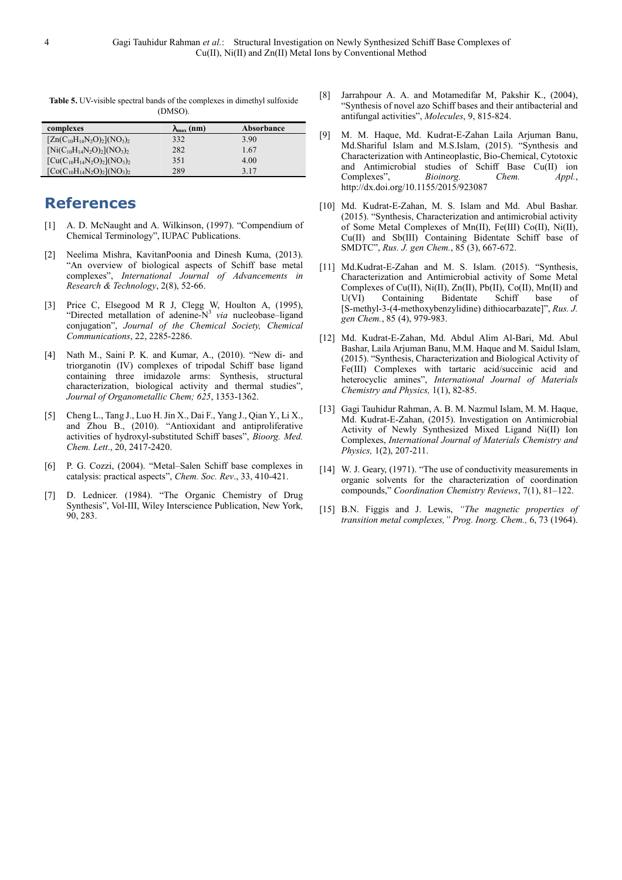**Table 5.** UV-visible spectral bands of the complexes in dimethyl sulfoxide (DMSO).

| complexes | $\lambda_{max}$ (nm) | Absorbance |
|---|---|---|
| $[Zn(C_{10}H_{14}N_2O)_2](NO_3)_2$ | 332 | 3.90 |
| $[Ni(C_{10}H_{14}N_2O)_2](NO_3)_2$ | 282 | 1.67 |
| $[Cu(C_{10}H_{14}N_2O)_2](NO_3)_2$ | 351 | 4.00 |
| $[Co(C_{10}H_{14}N_2O)_2](NO_3)_2$ | 289 | 3.17 |

# References

[1] A. D. McNaught and A. Wilkinson, (1997). "Compendium of Chemical Terminology", IUPAC Publications.

[2] Neelima Mishra, KavitanPoonia and Dinesh Kuma, (2013). "An overview of biological aspects of Schiff base metal complexes", *International Journal of Advancements in Research & Technology*, 2(8), 52-66.

[3] Price C, Elsegood M R J, Clegg W, Houlton A, (1995), "Directed metallation of adenine-$N^3$ *via* nucleobase–ligand conjugation", *Journal of the Chemical Society, Chemical Communications*, 22, 2285-2286.

[4] Nath M., Saini P. K. and Kumar, A., (2010). "New di- and triorganotin (IV) complexes of tripodal Schiff base ligand containing three imidazole arms: Synthesis, structural characterization, biological activity and thermal studies", *Journal of Organometallic Chem; 625*, 1353-1362.

[5] Cheng L., Tang J., Luo H. Jin X., Dai F., Yang J., Qian Y., Li X., and Zhou B., (2010). "Antioxidant and antiproliferative activities of hydroxyl-substituted Schiff bases", *Bioorg. Med. Chem. Lett*., 20, 2417-2420.

[6] P. G. Cozzi, (2004). "Metal–Salen Schiff base complexes in catalysis: practical aspects", *Chem. Soc. Rev*., 33, 410-421.

[7] D. Lednicer. (1984). "The Organic Chemistry of Drug Synthesis", Vol-III, Wiley Interscience Publication, New York, 90, 283.

[8] Jarrahpour A. A. and Motamedifar M, Pakshir K., (2004), "Synthesis of novel azo Schiff bases and their antibacterial and antifungal activities", *Molecules*, 9, 815-824.

[9] M. M. Haque, Md. Kudrat-E-Zahan Laila Arjuman Banu, Md.Shariful Islam and M.S.Islam, (2015). "Synthesis and Characterization with Antineoplastic, Bio-Chemical, Cytotoxic and Antimicrobial studies of Schiff Base Cu(II) ion Complexes", *Bioinorg. Chem. Appl.*, http://dx.doi.org/10.1155/2015/923087

[10] Md. Kudrat-E-Zahan, M. S. Islam and Md. Abul Bashar. (2015). "Synthesis, Characterization and antimicrobial activity of Some Metal Complexes of Mn(II), Fe(III) Co(II), Ni(II), Cu(II) and Sb(III) Containing Bidentate Schiff base of SMDTC", *Rus. J. gen Chem.*, 85 (3), 667-672.

[11] Md.Kudrat-E-Zahan and M. S. Islam. (2015). "Synthesis, Characterization and Antimicrobial activity of Some Metal Complexes of Cu(II), Ni(II), Zn(II), Pb(II), Co(II), Mn(II) and U(VI) Containing Bidentate Schiff base of [S-methyl-3-(4-methoxybenzylidine) dithiocarbazate]", *Rus. J. gen Chem.*, 85 (4), 979-983.

[12] Md. Kudrat-E-Zahan, Md. Abdul Alim Al-Bari, Md. Abul Bashar, Laila Arjuman Banu, M.M. Haque and M. Saidul Islam, (2015). "Synthesis, Characterization and Biological Activity of Fe(III) Complexes with tartaric acid/succinic acid and heterocyclic amines", *International Journal of Materials Chemistry and Physics,* 1(1), 82-85.

[13] Gagi Tauhidur Rahman, A. B. M. Nazmul Islam, M. M. Haque, Md. Kudrat-E-Zahan, (2015). Investigation on Antimicrobial Activity of Newly Synthesized Mixed Ligand Ni(II) Ion Complexes, *International Journal of Materials Chemistry and Physics,* 1(2), 207-211.

[14] W. J. Geary, (1971). "The use of conductivity measurements in organic solvents for the characterization of coordination compounds," *Coordination Chemistry Reviews*, 7(1), 81–122.

[15] B.N. Figgis and J. Lewis, *"The magnetic properties of transition metal complexes," Prog. Inorg. Chem.,* 6, 73 (1964).